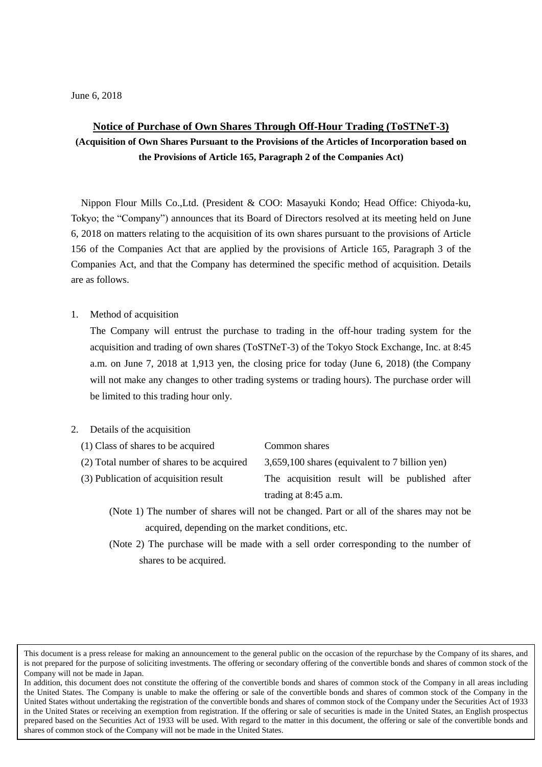June 6, 2018

# Notice of Purchase of Own Shares Through Off-Hour Trading (ToSTNeT-3)

**(Acquisition of Own Shares Pursuant to the Provisions of the Articles of Incorporation based on the Provisions of Article 165, Paragraph 2 of the Companies Act)**

Nippon Flour Mills Co.,Ltd. (President & COO: Masayuki Kondo; Head Office: Chiyoda-ku, Tokyo; the "Company") announces that its Board of Directors resolved at its meeting held on June 6, 2018 on matters relating to the acquisition of its own shares pursuant to the provisions of Article 156 of the Companies Act that are applied by the provisions of Article 165, Paragraph 3 of the Companies Act, and that the Company has determined the specific method of acquisition. Details are as follows.

1. Method of acquisition

   The Company will entrust the purchase to trading in the off-hour trading system for the acquisition and trading of own shares (ToSTNeT-3) of the Tokyo Stock Exchange, Inc. at 8:45 a.m. on June 7, 2018 at 1,913 yen, the closing price for today (June 6, 2018) (the Company will not make any changes to other trading systems or trading hours). The purchase order will be limited to this trading hour only.

2. Details of the acquisition

   (1) Class of shares to be acquired: Common shares

   (2) Total number of shares to be acquired: 3,659,100 shares (equivalent to 7 billion yen)

   (3) Publication of acquisition result: The acquisition result will be published after trading at 8:45 a.m.

   (Note 1) The number of shares will not be changed. Part or all of the shares may not be acquired, depending on the market conditions, etc.

   (Note 2) The purchase will be made with a sell order corresponding to the number of shares to be acquired.

This document is a press release for making an announcement to the general public on the occasion of the repurchase by the Company of its shares, and is not prepared for the purpose of soliciting investments. The offering or secondary offering of the convertible bonds and shares of common stock of the Company will not be made in Japan.

In addition, this document does not constitute the offering of the convertible bonds and shares of common stock of the Company in all areas including the United States. The Company is unable to make the offering or sale of the convertible bonds and shares of common stock of the Company in the United States without undertaking the registration of the convertible bonds and shares of common stock of the Company under the Securities Act of 1933 in the United States or receiving an exemption from registration. If the offering or sale of securities is made in the United States, an English prospectus prepared based on the Securities Act of 1933 will be used. With regard to the matter in this document, the offering or sale of the convertible bonds and shares of common stock of the Company will not be made in the United States.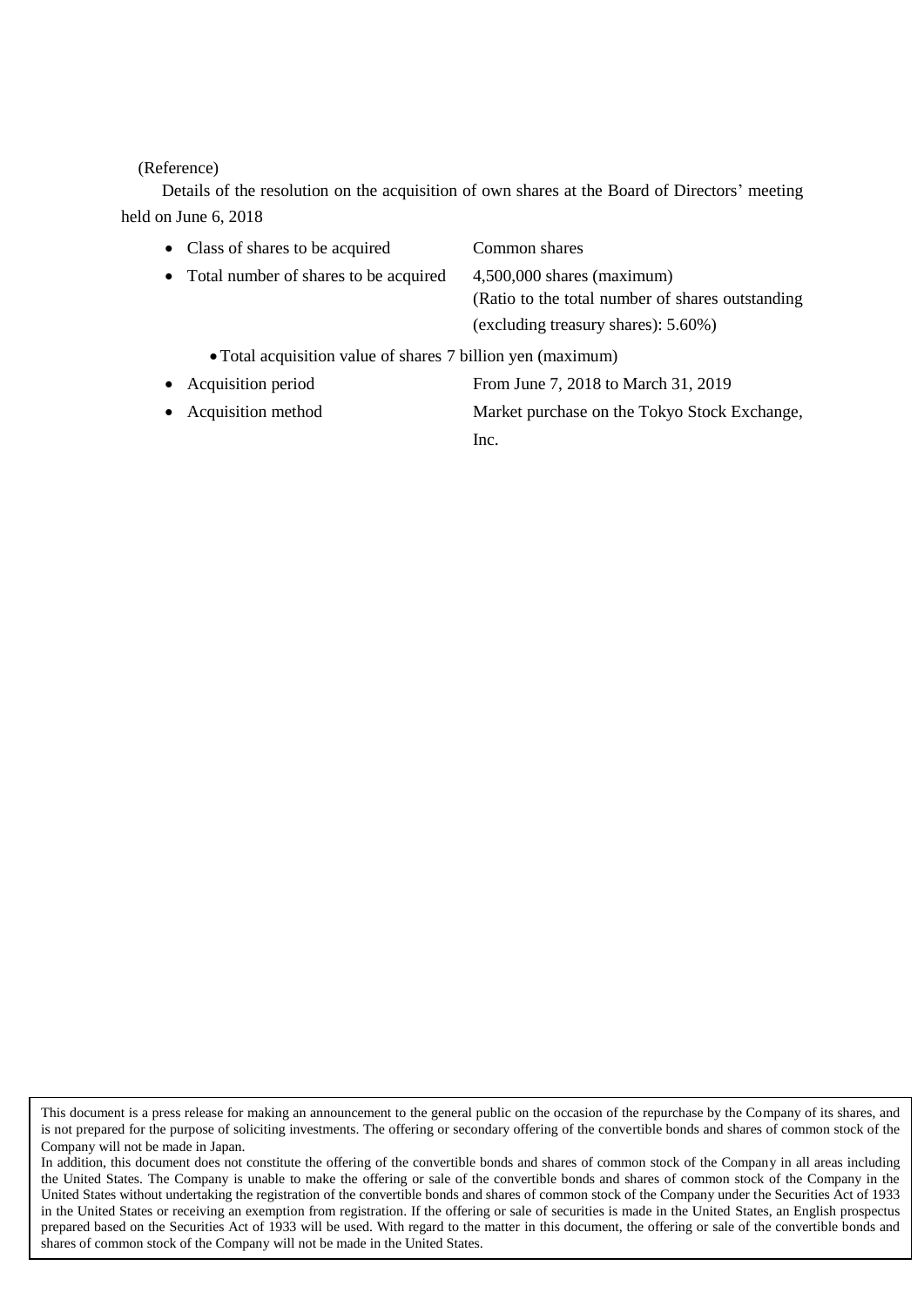(Reference)

Details of the resolution on the acquisition of own shares at the Board of Directors' meeting held on June 6, 2018

- Class of shares to be acquired: Common shares
- Total number of shares to be acquired: 4,500,000 shares (maximum)
(Ratio to the total number of shares outstanding (excluding treasury shares): 5.60%)
- Total acquisition value of shares 7 billion yen (maximum)
- Acquisition period: From June 7, 2018 to March 31, 2019
- Acquisition method: Market purchase on the Tokyo Stock Exchange, Inc.

This document is a press release for making an announcement to the general public on the occasion of the repurchase by the Company of its shares, and is not prepared for the purpose of soliciting investments. The offering or secondary offering of the convertible bonds and shares of common stock of the Company will not be made in Japan.
In addition, this document does not constitute the offering of the convertible bonds and shares of common stock of the Company in all areas including the United States. The Company is unable to make the offering or sale of the convertible bonds and shares of common stock of the Company in the United States without undertaking the registration of the convertible bonds and shares of common stock of the Company under the Securities Act of 1933 in the United States or receiving an exemption from registration. If the offering or sale of securities is made in the United States, an English prospectus prepared based on the Securities Act of 1933 will be used. With regard to the matter in this document, the offering or sale of the convertible bonds and shares of common stock of the Company will not be made in the United States.